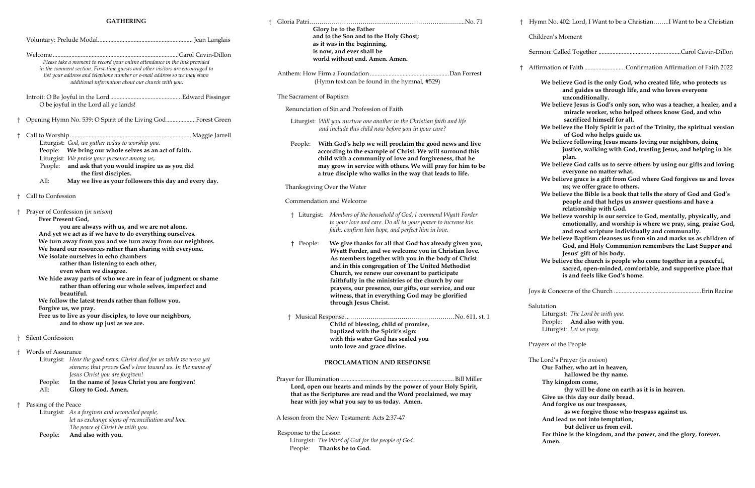## GATHERING

Voluntary: Prelude Modal.............................................................. Jean Langlais

Welcome .................................................................................Carol Cavin-Dillon

*Please take a moment to record your online attendance in the link provided in the comment section. First-time guests and other visitors are encouraged to list your address and telephone number or e-mail address so we may share additional information about our church with you.*

Introit: O Be Joyful in the Lord ..............................................Edward Fissinger

O be joyful in the Lord all ye lands!

† Opening Hymn No. 539: O Spirit of the Living God...................Forest Green

† Call to Worship ............................................................................... Maggie Jarrell

Liturgist: *God, we gather today to worship you.*
People: **We bring our whole selves as an act of faith.**
Liturgist: *We praise your presence among us,*
People: **and ask that you would inspire us as you did the first disciples.**
All: **May we live as your followers this day and every day.**

† Call to Confession

† Prayer of Confession (*in unison*)

**Ever Present God,**
**you are always with us, and we are not alone.**
**And yet we act as if we have to do everything ourselves.**
**We turn away from you and we turn away from our neighbors.**
**We hoard our resources rather than sharing with everyone.**
**We isolate ourselves in echo chambers**
**rather than listening to each other,**
**even when we disagree.**
**We hide away parts of who we are in fear of judgment or shame**
**rather than offering our whole selves, imperfect and beautiful.**
**We follow the latest trends rather than follow you.**
**Forgive us, we pray.**
**Free us to live as your disciples, to love our neighbors,**
**and to show up just as we are.**

† Silent Confession

† Words of Assurance

Liturgist: *Hear the good news: Christ died for us while we were yet sinners; that proves God's love toward us. In the name of Jesus Christ you are forgiven!*
People: **In the name of Jesus Christ you are forgiven!**
All: **Glory to God. Amen.**

† Passing of the Peace

Liturgist: *As a forgiven and reconciled people, let us exchange signs of reconciliation and love. The peace of Christ be with you.*
People: **And also with you.**

† Gloria Patri.........................................................................................No. 71

**Glory be to the Father**
**and to the Son and to the Holy Ghost;**
**as it was in the beginning,**
**is now, and ever shall be**
**world without end. Amen. Amen.**

Anthem: How Firm a Foundation ...................................................Dan Forrest

(Hymn text can be found in the hymnal, #529)

The Sacrament of Baptism

Renunciation of Sin and Profession of Faith

Liturgist: *Will you nurture one another in the Christian faith and life and include this child now before you in your care?*

People: **With God's help we will proclaim the good news and live according to the example of Christ. We will surround this child with a community of love and forgiveness, that he may grow in service with others. We will pray for him to be a true disciple who walks in the way that leads to life.**

Thanksgiving Over the Water

Commendation and Welcome

† Liturgist: *Members of the household of God, I commend Wyatt Forder to your love and care. Do all in your power to increase his faith, confirm him hope, and perfect him in love.*

† People: **We give thanks for all that God has already given you, Wyatt Forder, and we welcome you in Christian love. As members together with you in the body of Christ and in this congregation of The United Methodist Church, we renew our covenant to participate faithfully in the ministries of the church by our prayers, our presence, our gifts, our service, and our witness, that in everything God may be glorified through Jesus Christ.**

† Musical Response...........................................................No. 611, st. 1

**Child of blessing, child of promise,**
**baptized with the Spirit's sign:**
**with this water God has sealed you**
**unto love and grace divine.**

## PROCLAMATION AND RESPONSE

Prayer for Illumination ......................................................................... Bill Miller

**Lord, open our hearts and minds by the power of your Holy Spirit, that as the Scriptures are read and the Word proclaimed, we may hear with joy what you say to us today. Amen.**

A lesson from the New Testament: Acts 2:37-47

Response to the Lesson

Liturgist: *The Word of God for the people of God.*
People: **Thanks be to God.**

† Hymn No. 402: Lord, I Want to be a Christian........I Want to be a Christian

Children's Moment

Sermon: Called Together .....................................................Carol Cavin-Dillon

† Affirmation of Faith ..........................Confirmation Affirmation of Faith 2022

**We believe God is the only God, who created life, who protects us and guides us through life, and who loves everyone unconditionally.**
**We believe Jesus is God's only son, who was a teacher, a healer, and a miracle worker, who helped others know God, and who sacrificed himself for all.**
**We believe the Holy Spirit is part of the Trinity, the spiritual version of God who helps guide us.**
**We believe following Jesus means loving our neighbors, doing justice, walking with God, trusting Jesus, and helping in his plan.**
**We believe God calls us to serve others by using our gifts and loving everyone no matter what.**
**We believe grace is a gift from God where God forgives us and loves us; we offer grace to others.**
**We believe the Bible is a book that tells the story of God and God's people and that helps us answer questions and have a relationship with God.**
**We believe worship is our service to God, mentally, physically, and emotionally, and worship is where we pray, sing, praise God, and read scripture individually and communally.**
**We believe Baptism cleanses us from sin and marks us as children of God, and Holy Communion remembers the Last Supper and Jesus' gift of his body.**
**We believe the church is people who come together in a peaceful, sacred, open-minded, comfortable, and supportive place that is and feels like God's home.**

Joys & Concerns of the Church ........................................................Erin Racine

Salutation

Liturgist: *The Lord be with you.*
People: **And also with you.**
Liturgist: *Let us pray.*

Prayers of the People

The Lord's Prayer (*in unison*)

**Our Father, who art in heaven,**
**hallowed be thy name.**
**Thy kingdom come,**
**thy will be done on earth as it is in heaven.**
**Give us this day our daily bread.**
**And forgive us our trespasses,**
**as we forgive those who trespass against us.**
**And lead us not into temptation,**
**but deliver us from evil.**
**For thine is the kingdom, and the power, and the glory, forever. Amen.**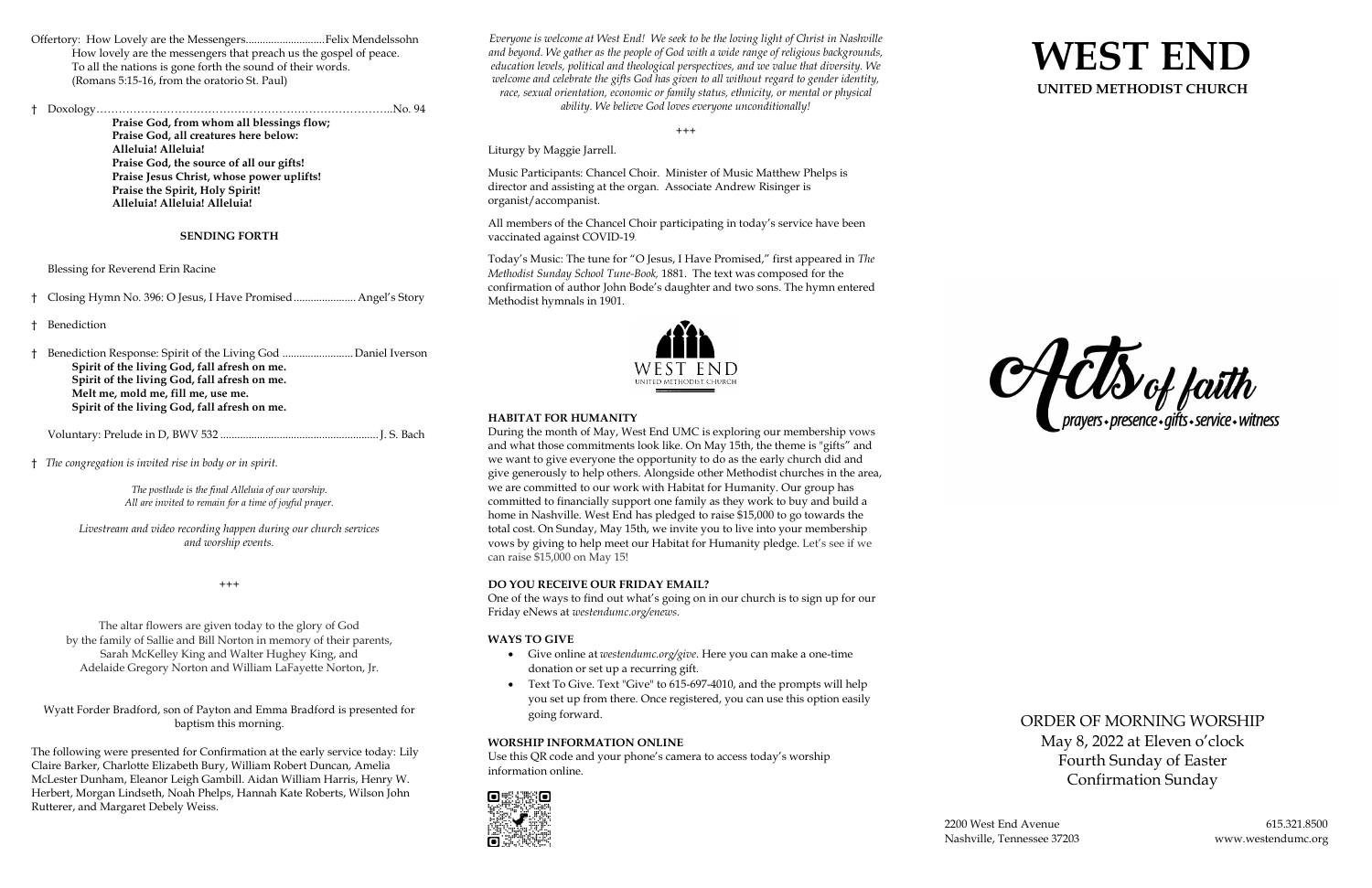Offertory: How Lovely are the Messengers............................Felix Mendelssohn
How lovely are the messengers that preach us the gospel of peace.
To all the nations is gone forth the sound of their words.
(Romans 5:15-16, from the oratorio St. Paul)

† Doxology……………………………………………………………………..No. 94

**Praise God, from whom all blessings flow;**
**Praise God, all creatures here below:**
**Alleluia! Alleluia!**
**Praise God, the source of all our gifts!**
**Praise Jesus Christ, whose power uplifts!**
**Praise the Spirit, Holy Spirit!**
**Alleluia! Alleluia! Alleluia!**

## SENDING FORTH

Blessing for Reverend Erin Racine

† Closing Hymn No. 396: O Jesus, I Have Promised...................... Angel's Story

† Benediction

† Benediction Response: Spirit of the Living God ......................... Daniel Iverson

**Spirit of the living God, fall afresh on me.**
**Spirit of the living God, fall afresh on me.**
**Melt me, mold me, fill me, use me.**
**Spirit of the living God, fall afresh on me.**

Voluntary: Prelude in D, BWV 532 ......................................................... J. S. Bach

† *The congregation is invited rise in body or in spirit.*

*The postlude is the final Alleluia of our worship.*
*All are invited to remain for a time of joyful prayer.*

*Livestream and video recording happen during our church services and worship events.*

+++

The altar flowers are given today to the glory of God by the family of Sallie and Bill Norton in memory of their parents, Sarah McKelley King and Walter Hughey King, and Adelaide Gregory Norton and William LaFayette Norton, Jr.

Wyatt Forder Bradford, son of Payton and Emma Bradford is presented for baptism this morning.

The following were presented for Confirmation at the early service today: Lily Claire Barker, Charlotte Elizabeth Bury, William Robert Duncan, Amelia McLester Dunham, Eleanor Leigh Gambill. Aidan William Harris, Henry W. Herbert, Morgan Lindseth, Noah Phelps, Hannah Kate Roberts, Wilson John Rutterer, and Margaret Debely Weiss.

*Everyone is welcome at West End! We seek to be the loving light of Christ in Nashville and beyond. We gather as the people of God with a wide range of religious backgrounds, education levels, political and theological perspectives, and we value that diversity. We welcome and celebrate the gifts God has given to all without regard to gender identity, race, sexual orientation, economic or family status, ethnicity, or mental or physical ability. We believe God loves everyone unconditionally!*

+++

Liturgy by Maggie Jarrell.

Music Participants: Chancel Choir. Minister of Music Matthew Phelps is director and assisting at the organ. Associate Andrew Risinger is organist/accompanist.

All members of the Chancel Choir participating in today's service have been vaccinated against COVID-19.

Today's Music: The tune for "O Jesus, I Have Promised," first appeared in *The Methodist Sunday School Tune-Book,* 1881. The text was composed for the confirmation of author John Bode's daughter and two sons. The hymn entered Methodist hymnals in 1901.

WEST END
UNITED METHODIST CHURCH

### HABITAT FOR HUMANITY

During the month of May, West End UMC is exploring our membership vows and what those commitments look like. On May 15th, the theme is "gifts" and we want to give everyone the opportunity to do as the early church did and give generously to help others. Alongside other Methodist churches in the area, we are committed to our work with Habitat for Humanity. Our group has committed to financially support one family as they work to buy and build a home in Nashville. West End has pledged to raise $15,000 to go towards the total cost. On Sunday, May 15th, we invite you to live into your membership vows by giving to help meet our Habitat for Humanity pledge. Let's see if we can raise $15,000 on May 15!

### DO YOU RECEIVE OUR FRIDAY EMAIL?

One of the ways to find out what's going on in our church is to sign up for our Friday eNews at *westendumc.org/enews*.

### WAYS TO GIVE

- Give online at *westendumc.org/give*. Here you can make a one-time donation or set up a recurring gift.
- Text To Give. Text "Give" to 615-697-4010, and the prompts will help you set up from there. Once registered, you can use this option easily going forward.

### WORSHIP INFORMATION ONLINE

Use this QR code and your phone's camera to access today's worship information online.

# WEST END
**UNITED METHODIST CHURCH**

Acts of faith
prayers • presence • gifts • service • witness

ORDER OF MORNING WORSHIP
May 8, 2022 at Eleven o'clock
Fourth Sunday of Easter
Confirmation Sunday

2200 West End Avenue
Nashville, Tennessee 37203

615.321.8500
www.westendumc.org